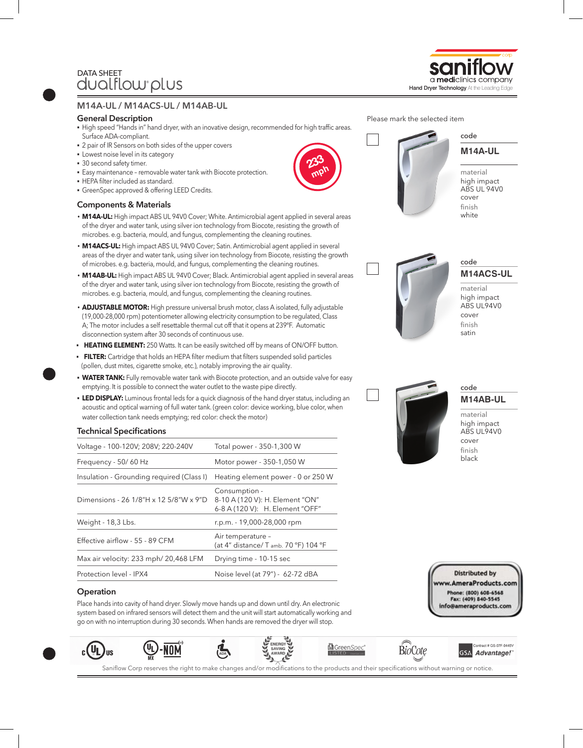DATA SHEET

# dualflow plus

saniflow
a mediclinics company
Hand Dryer Technology At the Leading Edge

## M14A-UL / M14ACS-UL / M14AB-UL

### General Description

- High speed "Hands in" hand dryer, with an inovative design, recommended for high traffic areas. Surface ADA-compliant.
- 2 pair of IR Sensors on both sides of the upper covers
- Lowest noise level in its category
- 30 second safety timer.
- Easy maintenance – removable water tank with Biocote protection.
- HEPA filter included as standard.
- GreenSpec approved & offering LEED Credits.

233 mph

### Components & Materials

- **M14A-UL:** High impact ABS UL 94V0 Cover; White. Antimicrobial agent applied in several areas of the dryer and water tank, using silver ion technology from Biocote, resisting the growth of microbes. e.g. bacteria, mould, and fungus, complementing the cleaning routines.
- **M14ACS-UL:** High impact ABS UL 94V0 Cover; Satin. Antimicrobial agent applied in several areas of the dryer and water tank, using silver ion technology from Biocote, resisting the growth of microbes. e.g. bacteria, mould, and fungus, complementing the cleaning routines.
- **M14AB-UL:** High impact ABS UL 94V0 Cover; Black. Antimicrobial agent applied in several areas of the dryer and water tank, using silver ion technology from Biocote, resisting the growth of microbes. e.g. bacteria, mould, and fungus, complementing the cleaning routines.
- **ADJUSTABLE MOTOR:** High pressure universal brush motor, class A isolated, fully adjustable (19,000-28,000 rpm) potentiometer allowing electricity consumption to be regulated, Class A; The motor includes a self resettable thermal cut off that it opens at 239ºF. Automatic disconnection system after 30 seconds of continuous use.
- **HEATING ELEMENT:** 250 Watts. It can be easily switched off by means of ON/OFF button.
- **FILTER:** Cartridge that holds an HEPA filter medium that filters suspended solid particles (pollen, dust mites, cigarette smoke, etc.), notably improving the air quality.
- **WATER TANK:** Fully removable water tank with Biocote protection, and an outside valve for easy emptying. It is possible to connect the water outlet to the waste pipe directly.
- **LED DISPLAY:** Luminous frontal leds for a quick diagnosis of the hand dryer status, including an acoustic and optical warning of full water tank. (green color: device working, blue color, when water collection tank needs emptying; red color: check the motor)

### Technical Specifications

| | |
|---|---|
| Voltage - 100-120V; 208V; 220-240V | Total power - 350-1,300 W |
| Frequency - 50/ 60 Hz | Motor power - 350-1,050 W |
| Insulation - Grounding required (Class I) | Heating element power - 0 or 250 W |
| Dimensions - 26 1/8"H x 12 5/8"W x 9"D | Consumption - 8-10 A (120 V): H. Element "ON" 6-8 A (120 V): H. Element "OFF" |
| Weight - 18,3 Lbs. | r.p.m. - 19,000-28,000 rpm |
| Effective airflow - 55 - 89 CFM | Air temperature – (at 4" distance/ T amb. 70 °F) 104 °F |
| Max air velocity: 233 mph/ 20,468 LFM | Drying time - 10-15 sec |
| Protection level - IPX4 | Noise level (at 79") - 62-72 dBA |

### Operation

Place hands into cavity of hand dryer. Slowly move hands up and down until dry. An electronic system based on infrared sensors will detect them and the unit will start automatically working and go on with no interruption during 30 seconds. When hands are removed the dryer will stop.

Please mark the selected item

| code | material | finish |
|---|---|---|
| M14A-UL | high impact ABS UL 94V0 cover | white |
| M14ACS-UL | high impact ABS UL94V0 cover | satin |
| M14AB-UL | high impact ABS UL94V0 cover | black |

Distributed by
www.AmeraProducts.com
Phone: (800) 608-6568
Fax: (409) 840-5545
info@ameraproducts.com

c UL us · UL-NOM MX · ADA · ENERGY SAVING AWARD · GreenSpec LISTED · BioCote · GSA Contract # GS-07F-0445V Advantage!

Saniflow Corp reserves the right to make changes and/or modifications to the products and their specifications without warning or notice.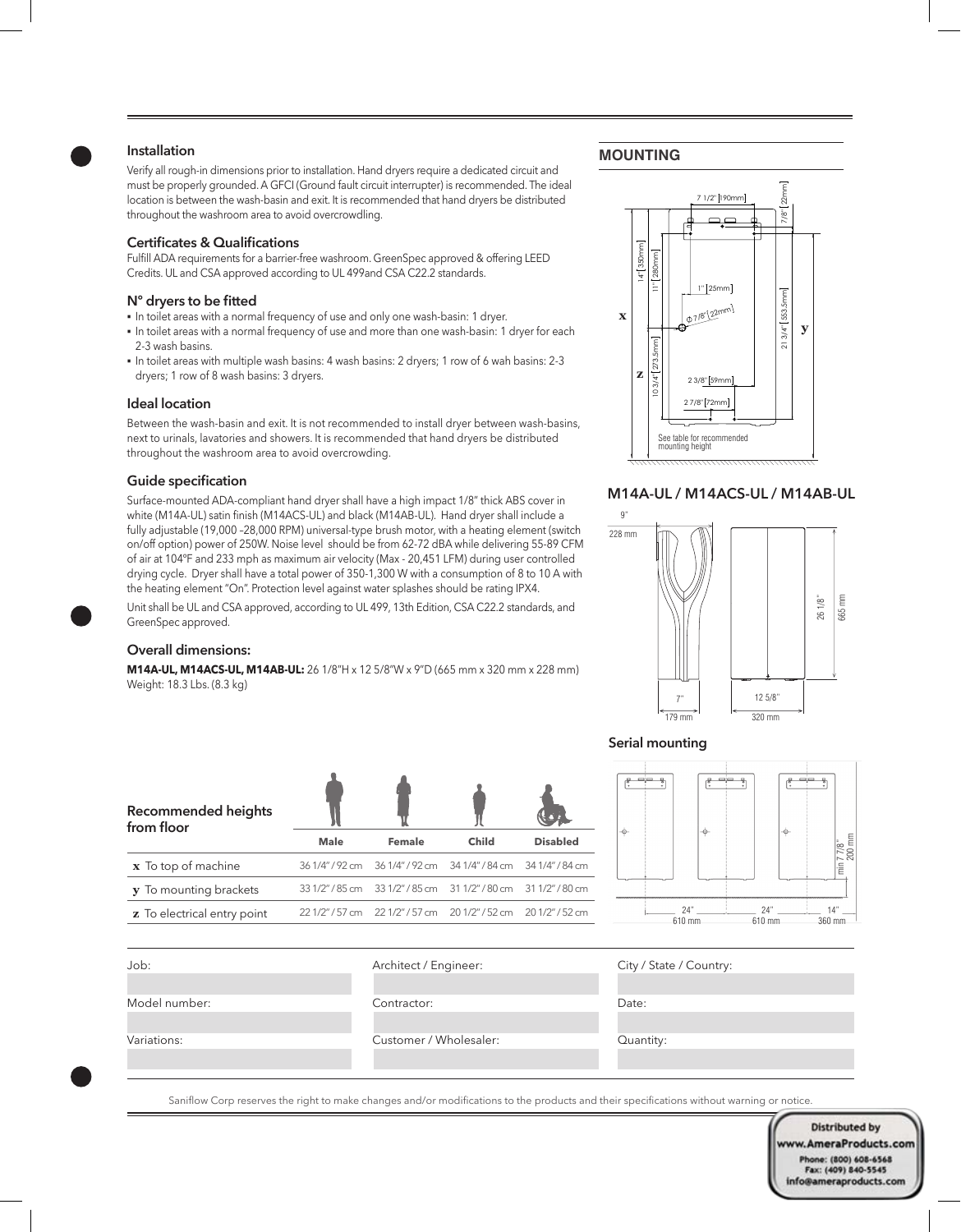## Installation

Verify all rough-in dimensions prior to installation. Hand dryers require a dedicated circuit and must be properly grounded. A GFCI (Ground fault circuit interrupter) is recommended. The ideal location is between the wash-basin and exit. It is recommended that hand dryers be distributed throughout the washroom area to avoid overcrowdling.

## Certificates & Qualifications

Fulfill ADA requirements for a barrier-free washroom. GreenSpec approved & offering LEED Credits. UL and CSA approved according to UL 499and CSA C22.2 standards.

## N° dryers to be fitted

- In toilet areas with a normal frequency of use and only one wash-basin: 1 dryer.
- In toilet areas with a normal frequency of use and more than one wash-basin: 1 dryer for each 2-3 wash basins.
- In toilet areas with multiple wash basins: 4 wash basins: 2 dryers; 1 row of 6 wah basins: 2-3 dryers; 1 row of 8 wash basins: 3 dryers.

## Ideal location

Between the wash-basin and exit. It is not recommended to install dryer between wash-basins, next to urinals, lavatories and showers. It is recommended that hand dryers be distributed throughout the washroom area to avoid overcrowding.

## Guide specification

Surface-mounted ADA-compliant hand dryer shall have a high impact 1/8" thick ABS cover in white (M14A-UL) satin finish (M14ACS-UL) and black (M14AB-UL). Hand dryer shall include a fully adjustable (19,000 –28,000 RPM) universal-type brush motor, with a heating element (switch on/off option) power of 250W. Noise level should be from 62-72 dBA while delivering 55-89 CFM of air at 104ºF and 233 mph as maximum air velocity (Max - 20,451 LFM) during user controlled drying cycle. Dryer shall have a total power of 350-1,300 W with a consumption of 8 to 10 A with the heating element "On". Protection level against water splashes should be rating IPX4.

Unit shall be UL and CSA approved, according to UL 499, 13th Edition, CSA C22.2 standards, and GreenSpec approved.

## Overall dimensions:

**M14A-UL, M14ACS-UL, M14AB-UL:** 26 1/8"H x 12 5/8"W x 9"D (665 mm x 320 mm x 228 mm)
Weight: 18.3 Lbs. (8.3 kg)

## MOUNTING

7 1/2" [190mm]
7/8" [22mm]
14" [350mm]
11" [280mm]
1" [25mm]
Φ 7/8" [22mm]
21 3/4" [553.5mm]
x
y
z
10 3/4" [273.5mm]
2 3/8" [59mm]
2 7/8" [72mm]
See table for recommended mounting height

## M14A-UL / M14ACS-UL / M14AB-UL

9"
228 mm
26 1/8"
665 mm
7"
179 mm
12 5/8"
320 mm

## Serial mounting

min 7 7/8"
200 mm
24"
610 mm
24"
610 mm
14"
360 mm

## Recommended heights from floor

| | Male | Female | Child | Disabled |
|---|---|---|---|---|
| **x** To top of machine | 36 1/4" / 92 cm | 36 1/4" / 92 cm | 34 1/4" / 84 cm | 34 1/4" / 84 cm |
| **y** To mounting brackets | 33 1/2" / 85 cm | 33 1/2" / 85 cm | 31 1/2" / 80 cm | 31 1/2" / 80 cm |
| **z** To electrical entry point | 22 1/2" / 57 cm | 22 1/2" / 57 cm | 20 1/2" / 52 cm | 20 1/2" / 52 cm |

| | | |
|---|---|---|
| Job: | Architect / Engineer: | City / State / Country: |
| Model number: | Contractor: | Date: |
| Variations: | Customer / Wholesaler: | Quantity: |

Saniflow Corp reserves the right to make changes and/or modifications to the products and their specifications without warning or notice.

Distributed by
www.AmeraProducts.com
Phone: (800) 608-6568
Fax: (409) 840-5545
info@ameraproducts.com